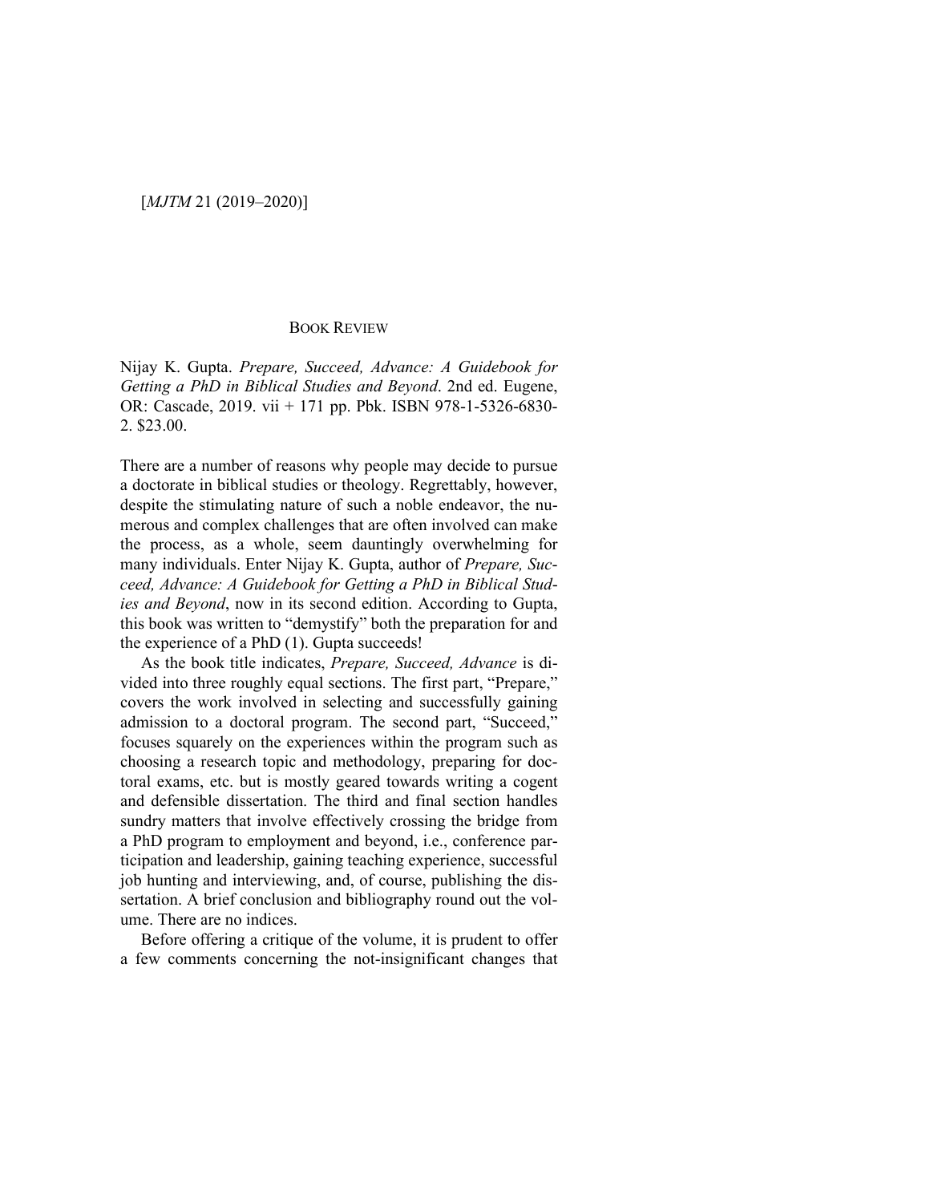## BOOK REVIEW

Nijay K. Gupta. *Prepare, Succeed, Advance: A Guidebook for Getting a PhD in Biblical Studies and Beyond*. 2nd ed. Eugene, OR: Cascade, 2019. vii + 171 pp. Pbk. ISBN 978-1-5326-6830-2. $23.00.

There are a number of reasons why people may decide to pursue a doctorate in biblical studies or theology. Regrettably, however, despite the stimulating nature of such a noble endeavor, the numerous and complex challenges that are often involved can make the process, as a whole, seem dauntingly overwhelming for many individuals. Enter Nijay K. Gupta, author of *Prepare, Succeed, Advance: A Guidebook for Getting a PhD in Biblical Studies and Beyond*, now in its second edition. According to Gupta, this book was written to "demystify" both the preparation for and the experience of a PhD (1). Gupta succeeds!

As the book title indicates, *Prepare, Succeed, Advance* is divided into three roughly equal sections. The first part, "Prepare," covers the work involved in selecting and successfully gaining admission to a doctoral program. The second part, "Succeed," focuses squarely on the experiences within the program such as choosing a research topic and methodology, preparing for doctoral exams, etc. but is mostly geared towards writing a cogent and defensible dissertation. The third and final section handles sundry matters that involve effectively crossing the bridge from a PhD program to employment and beyond, i.e., conference participation and leadership, gaining teaching experience, successful job hunting and interviewing, and, of course, publishing the dissertation. A brief conclusion and bibliography round out the volume. There are no indices.

Before offering a critique of the volume, it is prudent to offer a few comments concerning the not-insignificant changes that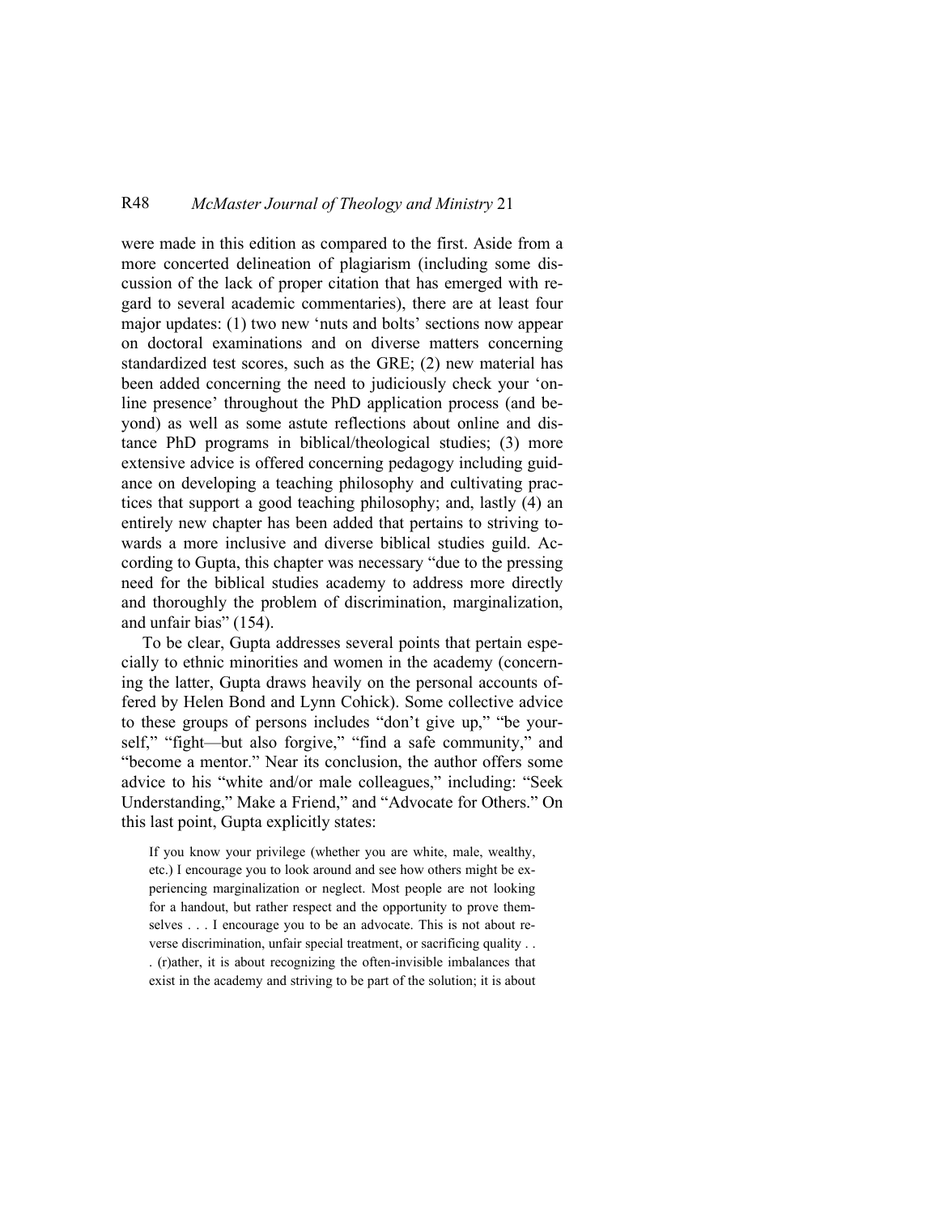were made in this edition as compared to the first. Aside from a more concerted delineation of plagiarism (including some discussion of the lack of proper citation that has emerged with regard to several academic commentaries), there are at least four major updates: (1) two new 'nuts and bolts' sections now appear on doctoral examinations and on diverse matters concerning standardized test scores, such as the GRE; (2) new material has been added concerning the need to judiciously check your 'online presence' throughout the PhD application process (and beyond) as well as some astute reflections about online and distance PhD programs in biblical/theological studies; (3) more extensive advice is offered concerning pedagogy including guidance on developing a teaching philosophy and cultivating practices that support a good teaching philosophy; and, lastly (4) an entirely new chapter has been added that pertains to striving towards a more inclusive and diverse biblical studies guild. According to Gupta, this chapter was necessary "due to the pressing need for the biblical studies academy to address more directly and thoroughly the problem of discrimination, marginalization, and unfair bias" (154).

To be clear, Gupta addresses several points that pertain especially to ethnic minorities and women in the academy (concerning the latter, Gupta draws heavily on the personal accounts offered by Helen Bond and Lynn Cohick). Some collective advice to these groups of persons includes "don't give up," "be yourself," "fight—but also forgive," "find a safe community," and "become a mentor." Near its conclusion, the author offers some advice to his "white and/or male colleagues," including: "Seek Understanding," Make a Friend," and "Advocate for Others." On this last point, Gupta explicitly states:

> If you know your privilege (whether you are white, male, wealthy, etc.) I encourage you to look around and see how others might be experiencing marginalization or neglect. Most people are not looking for a handout, but rather respect and the opportunity to prove themselves . . . I encourage you to be an advocate. This is not about reverse discrimination, unfair special treatment, or sacrificing quality . . . (r)ather, it is about recognizing the often-invisible imbalances that exist in the academy and striving to be part of the solution; it is about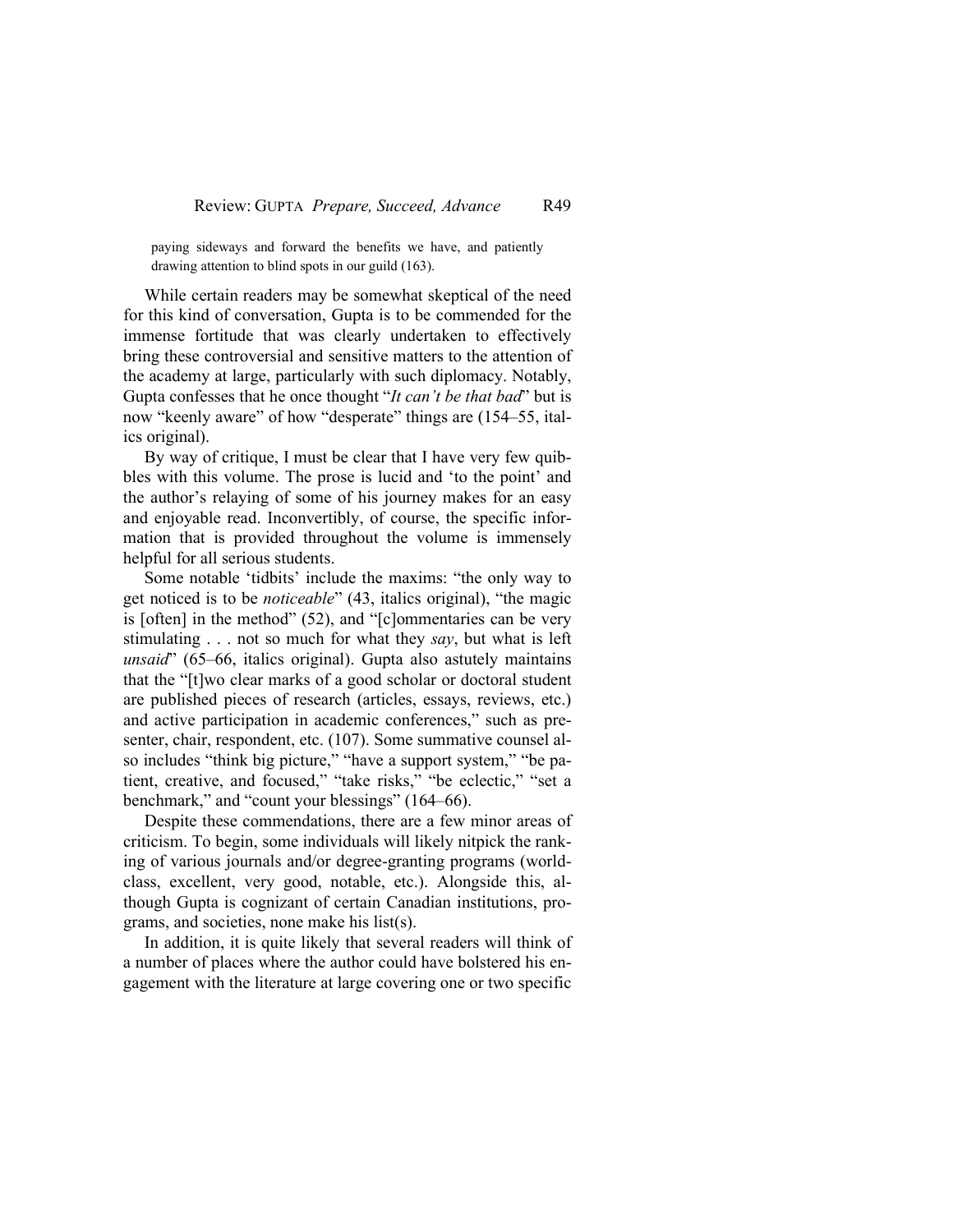> paying sideways and forward the benefits we have, and patiently drawing attention to blind spots in our guild (163).

While certain readers may be somewhat skeptical of the need for this kind of conversation, Gupta is to be commended for the immense fortitude that was clearly undertaken to effectively bring these controversial and sensitive matters to the attention of the academy at large, particularly with such diplomacy. Notably, Gupta confesses that he once thought "*It can't be that bad*" but is now "keenly aware" of how "desperate" things are (154–55, italics original).

By way of critique, I must be clear that I have very few quibbles with this volume. The prose is lucid and 'to the point' and the author's relaying of some of his journey makes for an easy and enjoyable read. Inconvertibly, of course, the specific information that is provided throughout the volume is immensely helpful for all serious students.

Some notable 'tidbits' include the maxims: "the only way to get noticed is to be *noticeable*" (43, italics original), "the magic is [often] in the method" (52), and "[c]ommentaries can be very stimulating . . . not so much for what they *say*, but what is left *unsaid*" (65–66, italics original). Gupta also astutely maintains that the "[t]wo clear marks of a good scholar or doctoral student are published pieces of research (articles, essays, reviews, etc.) and active participation in academic conferences," such as presenter, chair, respondent, etc. (107). Some summative counsel also includes "think big picture," "have a support system," "be patient, creative, and focused," "take risks," "be eclectic," "set a benchmark," and "count your blessings" (164–66).

Despite these commendations, there are a few minor areas of criticism. To begin, some individuals will likely nitpick the ranking of various journals and/or degree-granting programs (world-class, excellent, very good, notable, etc.). Alongside this, although Gupta is cognizant of certain Canadian institutions, programs, and societies, none make his list(s).

In addition, it is quite likely that several readers will think of a number of places where the author could have bolstered his engagement with the literature at large covering one or two specific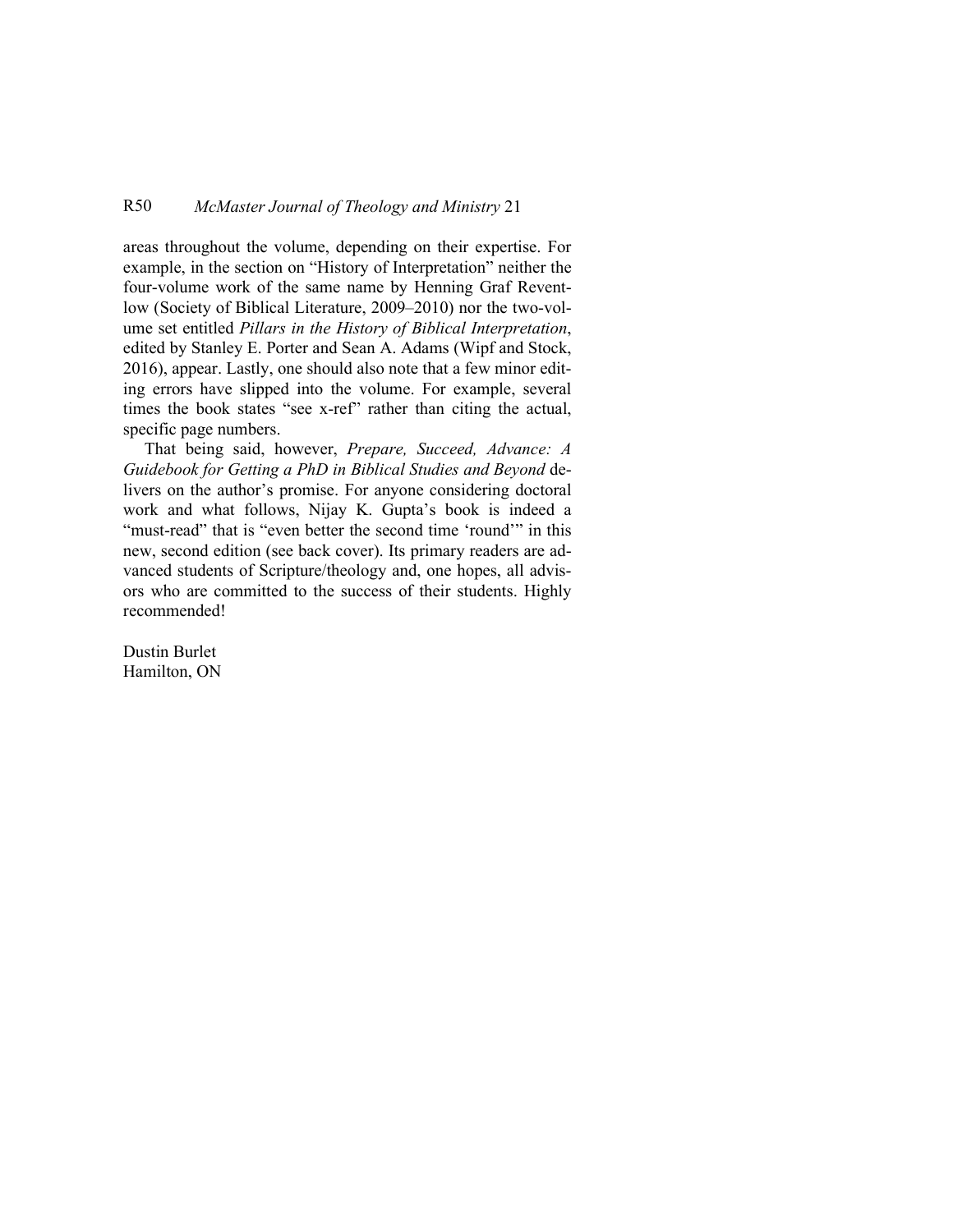areas throughout the volume, depending on their expertise. For example, in the section on "History of Interpretation" neither the four-volume work of the same name by Henning Graf Reventlow (Society of Biblical Literature, 2009–2010) nor the two-volume set entitled *Pillars in the History of Biblical Interpretation*, edited by Stanley E. Porter and Sean A. Adams (Wipf and Stock, 2016), appear. Lastly, one should also note that a few minor editing errors have slipped into the volume. For example, several times the book states "see x-ref" rather than citing the actual, specific page numbers.

That being said, however, *Prepare, Succeed, Advance: A Guidebook for Getting a PhD in Biblical Studies and Beyond* delivers on the author's promise. For anyone considering doctoral work and what follows, Nijay K. Gupta's book is indeed a "must-read" that is "even better the second time 'round'" in this new, second edition (see back cover). Its primary readers are advanced students of Scripture/theology and, one hopes, all advisors who are committed to the success of their students. Highly recommended!

Dustin Burlet
Hamilton, ON